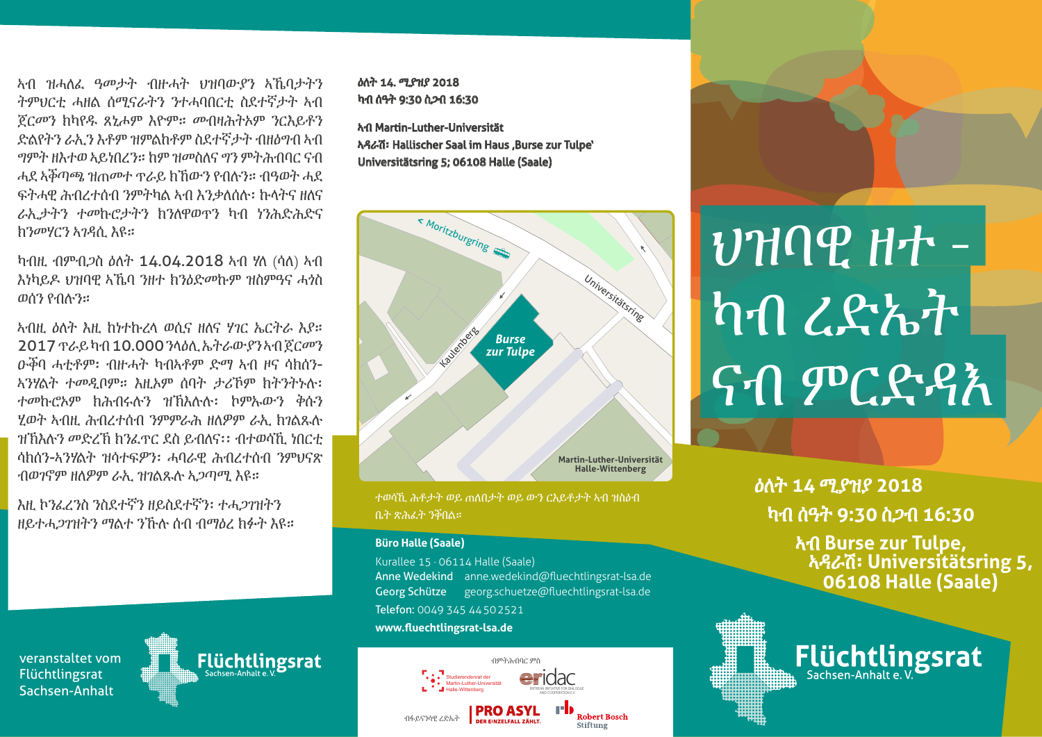# ህዝባዊ ዘተ - ካብ ረድኤት ናብ ምርድዳእ

**ዕለት 14 ሚያዝያ 2018**

**ካብ ሰዓት 9:30 ስጋብ 16:30**

**ኣብ Burse zur Tulpe,**
**ኣዳራሽ: Universitätsring 5, 06108 Halle (Saale)**

ኣብ ዝሓለፈ ዓመታት ብዙሓት ህዝባውያን ኣኼባታትን ትምህርቲ ሓዘል ሰሚናራትን ንተሓባበርቲ ስደተኛታት ኣብ ጀርመን ክካየዱ ጸኒሖም እዮም። ሙብዛሕትኦም ንርእይቶን ድልየትን ራኢን እቶም ዝምልከቶም ስደተኛታት ብዘዕግብ ኣብ ግምት ዘእተወ ኣይነበረን። ከም ዝመስለና ግን ምትሕብባር ናብ ሓደ ኣቓጣጫ ዝጠመተ ጥራይ ክኸውን የብሉን። ብዓወት ሓደ ፍትሓዊ ሕብረተሰብ ንምትካል ኣብ እንቃለሰሉ፡ ኩላትና ዘለና ራኢታትን ተመኩሮታትን ክንለዋወጥን ካብ ነንሕድሕድና ክንመሃርን ኣገዳሲ እዩ።

ካብዚ ብምብጋስ ዕለት 14.04.2018 ኣብ ሃለ (ሳለ) ኣብ እነካይዶ ህዝባዊ ኣኼባ ንዘተ ክንዕድመኩም ዝሰምዓና ሓጎስ ወሰን የብሉን።

ኣብዚ ዕለት እዚ ከነተኩረላ ወሲና ዘለና ሃገር ኤርትራ እያ። 2017 ጥራይ ካብ 10.000 ንላዕሊ ኤትራውያን ኣብ ጀርመን ዑቕባ ሓቲቶም፡ ብዙሓት ካብኣቶም ድማ ኣብ ዞና ሳክሰን-ኣንሃልት ተመዲቦም። እዚኦም ሰባት ታሪኾም ክትንትኑሉ፡ ተመኩሮኦም ክሕብሩሉን ዝኽእሉሉ፡ ኮምኡውን ቅሱን ሂወት ኣብዚ ሕብረተሰብ ንምምራሕ ዘለዎም ራኢ ክገልጹሉ ዝኽእሉን መድረኽ ክንፈጥር ደስ ይብለና፡፡ ብተወሳኺ ነበርቲ ሳክሰን-ኣንሃልት ዝሳተፍዎ፡ ሓባራዊ ሕብረተሰብ ንምህናጽ ብወገኖም ዘለዎም ራኢ ዝገልጹሉ ኣጋጣሚ እዩ።

እዚ ኮንፈረንስ ንስደተኛን ዘይስደተኛን፡ ተሓጋገዝትን ዘይተሓጋገዝትን ማለት ንኹሉ ሰብ ብማዕረ ክፉት እዩ።

**ዕለት 14. ሚያዝያ 2018**
**ካብ ሰዓት 9:30 ስጋብ 16:30**

**ኣብ Martin-Luther-Universität**
**ኣዳራሽ: Hallischer Saal im Haus ‚Burse zur Tulpe'**
**Universitätsring 5; 06108 Halle (Saale)**

ተወሳኺ ሕቶታት ወይ ጠለበታት ወይ ውን ርእይቶታት ኣብ ዝስዕብ ቤት ጽሕፈት ንቕበል።

**Büro Halle (Saale)**
Kurallee 15 · 06114 Halle (Saale)
Anne Wedekind anne.wedekind@fluechtlingsrat-lsa.de
Georg Schütze georg.schuetze@fluechtlingsrat-lsa.de
Telefon: 0049 345 44502521
**www.fluechtlingsrat-lsa.de**

ብምትሕብባር ምስ
Studierendenrat der Martin-Luther-Universität Halle-Wittenberg
eridac – Eritrean Initiative for Dialogue and Cooperation e.V.
ብፋይናንሳዊ ረድኤት
PRO ASYL – Der Einzelfall zählt.
Robert Bosch Stiftung

veranstaltet vom Flüchtlingsrat Sachsen-Anhalt

Flüchtlingsrat Sachsen-Anhalt e. V.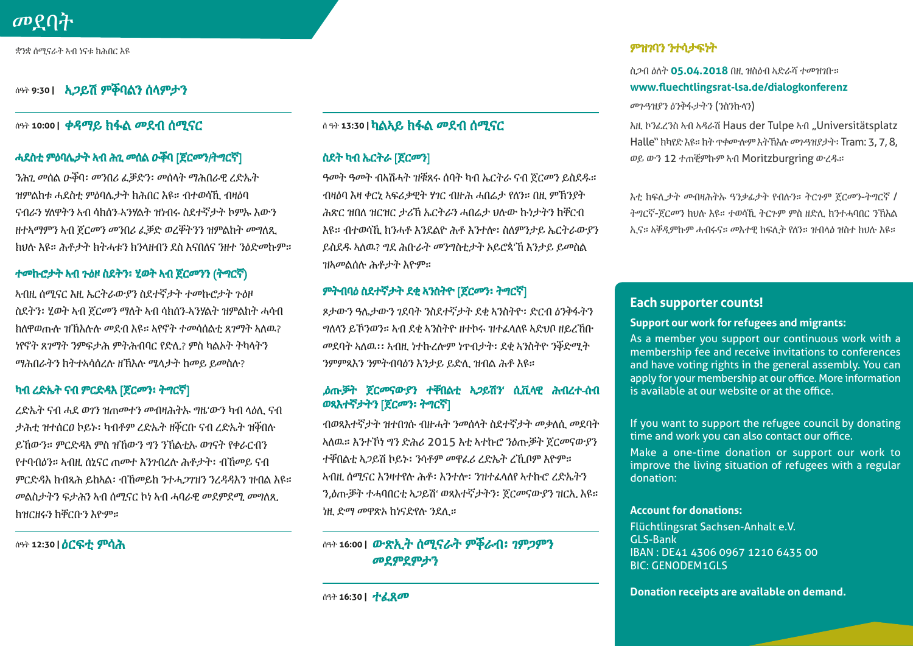# መደባት

ቋንቋ ሰሚናራት ኣብ ነናቱ ክሕበር እዩ

ሰዓት **9:30 |** ***ኣጋይሽ ምቕባልን ሰላምታን***

---

ሰዓት **10:00 |** ***ቀዳማይ ክፋል መደብ ሰሚናር***

### ሓደስቲ ምዕባሌታት ኣብ ሕጊ መሰል ዑቕባ [ጀርመን/ትግርኛ]

ንሕጊ መሰል ዑቕባ፡ መንበሪ ፈቓድን፡ መሰላት ማሕበራዊ ረድኤት ዝምልከቱ ሓደስቲ ምዕባሌታት ክሕበር እዩ። ብተወሳኺ ብዛዕባ ናብራን ሃለዋትን ኣብ ሳክሰን-ኣንሃልት ዝነብሩ ስደተኛታት ኮምኡ እውን ዘተኣማምን ኣብ ጀርመን መንበሪ ፈቓድ ወረቐትንን ዝምልከት መግለጺ ክህሉ እዩ። ሕቶታት ከትሓቱን ክንላዘብን ደስ እናበለና ንዘተ ንዕድመኩም።

### ተመኩሮታት ኣብ ጉዕዞ ስደትን፡ ሂወት ኣብ ጀርመንን (ትግርኛ)

ኣብዚ ሰሚናር እዚ ኤርትራውያን ስደተኛታት ተመኩሮታት ጉዕዞ ስደትን፡ ሂወት ኣብ ጀርመን ማለት ኣብ ሳክሰን-ኣንሃልት ዝምልከት ሓሳብ ክለዋወጡሉ ዝኽእሉ መደብ እዩ። ኣየናት ተመሳሰልቲ ጸገማት ኣለዉ? ነየናት ጸገማት ንምፍታሕ ምትሕብባር የድሊ? ምስ ካልኦት ትካላትን ማሕበራትን ከትተኣሳሰረሉ ዝኽእሉ ሜላታት ከመይ ይመስሉ?

### ካብ ረድኤት ናብ ምርድዳእ [ጀርመን፡ ትግርኛ]

ረድኤት ናብ ሓደ ወገን ዝጠመተን መብዝሕትኡ ግዜ'ውን ካብ ላዕሊ ናብ ታሕቲ ዝተሰርዐ ኮይኑ፡ ካብቶም ረድኤት ዘቕርቡ ናብ ረድኤት ዝቕበሉ ይኸውን። ምርድዳእ ምስ ዝኸውን ግን ንኽልቲኡ ወገናት የቀራርብን የተባብዕን። ኣብዚ ሰኒናር ጠመተ እንገብረሉ ሕቶታት፡ ብኸመይ ናብ ምርድዳእ ክብጻሕ ይከኣል፡ ብኸመይከ ንተሓጋገዝን ንረዳዳእን ዝብል እዩ። መልስታትን ፍታሕን ኣብ ሰሚናር ኮነ ኣብ ሓባራዊ መደምደሚ መግለጺ ክዝርዝሩን ክቐርቡን እዮም።

ሰዓት **12:30 |** ***ዕርፍቲ ምሳሕ***

---

ሰ ዓት **13:30 |** ***ካልኣይ ክፋል መደብ ሰሚናር***

### ስደት ካብ ኤርትራ [ጀርመን]

ዓመት ዓመት ብኣሽሓት ዝቑጸሩ ሰባት ካብ ኤርትራ ናብ ጀርመን ይስደዱ። ብዛዕባ እዛ ቀርኒ ኣፍሪቃዊት ሃገር ብዙሕ ሓበሬታ የለን። በዚ ምኽንያት ሕጽር ዝበለ ዝርዝር ታሪኽ ኤርትራን ሓበሬታ ህሉው ኩነታትን ክቐርብ እዩ። ብተወሳኺ ከንሓቶ እንደልዮ ሕቶ እንተሎ፡ ስለምንታይ ኤርትራውያን ይስደዱ ኣለዉ? ግደ ሕቡራት መንግስቲታት ኦይሮጳ'ኸ እንታይ ይመስል ዝኣመልሰሉ ሕቶታት እዮም።

### ምትብባዕ ስደተኛታት ደቂ ኣንስትዮ [ጀርመን፡ ትግርኛ]

ጾታውን ዓሌታውን ገደባት ንስደተኛታት ደቂ ኣንስትዮ፡ ድርብ ዕንቅፋትን ግለላን ይኾንወን። ኣብ ደቂ ኣንስትዮ ዘተኮሩ ዝተፈላለዩ ኣድህቦ ዘይረኸቡ መደባት ኣለዉ፡፡ ኣብዚ ነተኩረሎም ነጥብታት፡ ደቂ ኣንስትዮ ንቕድሚት ንምምጻእን ንምትብባዕን እንታይ ይድሊ ዝብል ሕቶ እዩ።

### ,ዕጡቓት ጀርመናውያን ተቐበልቲ ኣጋይሽን' ሲቪላዊ ሕብረተ-ሰብ ወጻእተኛታትን [ጀርመን፡ ትግርኛ]

ብወጻእተኛታት ዝተበገሱ ብዙሓት ንመሰላት ስደተኛታት መቃለሲ መደባት ኣለዉ። እንተኾነ ግን ድሕሪ 2015 እቲ ኣተኩሮ ንዕጡቓት ጀርመናውያን ተቐበልቲ ኣጋይሽ ኮይኑ፡ ንሳቶም መዋፈሪ ረድኤት ረኺቦም እዮም። ኣብዚ ሰሚናር እንዛተየሉ ሕቶ፡ እንተሎ፡ ንዝተፈላለየ ኣተኩሮ ረድኤትን ን,ዕጡቓት ተሓባበርቲ ኣጋይሽ' ወጻእተኛታትን፡ ጀርመናውያን ዝርኢ እዩ። ነዚ ድማ መዋጽኦ ክነናድየሉ ንደሊ።

ሰዓት **16:00 |** ***ውጽኢት ሰሚናራት ምቕራብ፡ ገምጋምን መደምደምታን***

ሰዓት **16:30 |** ***ተፈጸመ***

---

### ምዝገባን ንተሳታፍነት

ስጋብ ዕለት **05.04.2018** በዚ ዝስዕብ ኣድራሻ ተመዝገቡ።
**www.fluechtlingsrat-lsa.de/dialogkonferenz**

*መጉዓዝያን ዕንቅፋታትን (ንስንኩላን)*

እዚ ኮንፈረንስ ኣብ ኣዳራሽ Haus der Tulpe ኣብ „Universitätsplatz Halle“ ክካየድ እዩ። ክት ጥቀሙሎም እትኽእሉ መጉዓዝያታት፡ Tram: 3, 7, 8, ወይ ውን 12 ተጠቒምኩም ኣብ Moritzburgring ውረዱ።

እቲ ክፍሊታት መብዝሕትኡ ዓንቃፈታት የብሉን። ትርጉም ጀርመን-ትግርኛ / ትግርኛ-ጀርመን ክህሉ እዩ። ተወሳኺ ትርጉም ምስ ዘድሊ ክንተሓባበር ንኽእል ኢና። ኣቐዲምኩም ሓብሩና፡ መእተዊ ክፍሊት የለን። ዝብላዕ ዝስተ ክህሉ እዩ።

## Each supporter counts!

**Support our work for refugees and migrants:**

As a member you support our continuous work with a membership fee and receive invitations to conferences and have voting rights in the general assembly. You can apply for your membership at our office. More information is available at our website or at the office.

If you want to support the refugee council by donating time and work you can also contact our office.

Make a one-time donation or support our work to improve the living situation of refugees with a regular donation:

**Account for donations:**

Flüchtlingsrat Sachsen-Anhalt e.V.
GLS-Bank
IBAN : DE41 4306 0967 1210 6435 00
BIC: GENODEM1GLS

**Donation receipts are available on demand.**